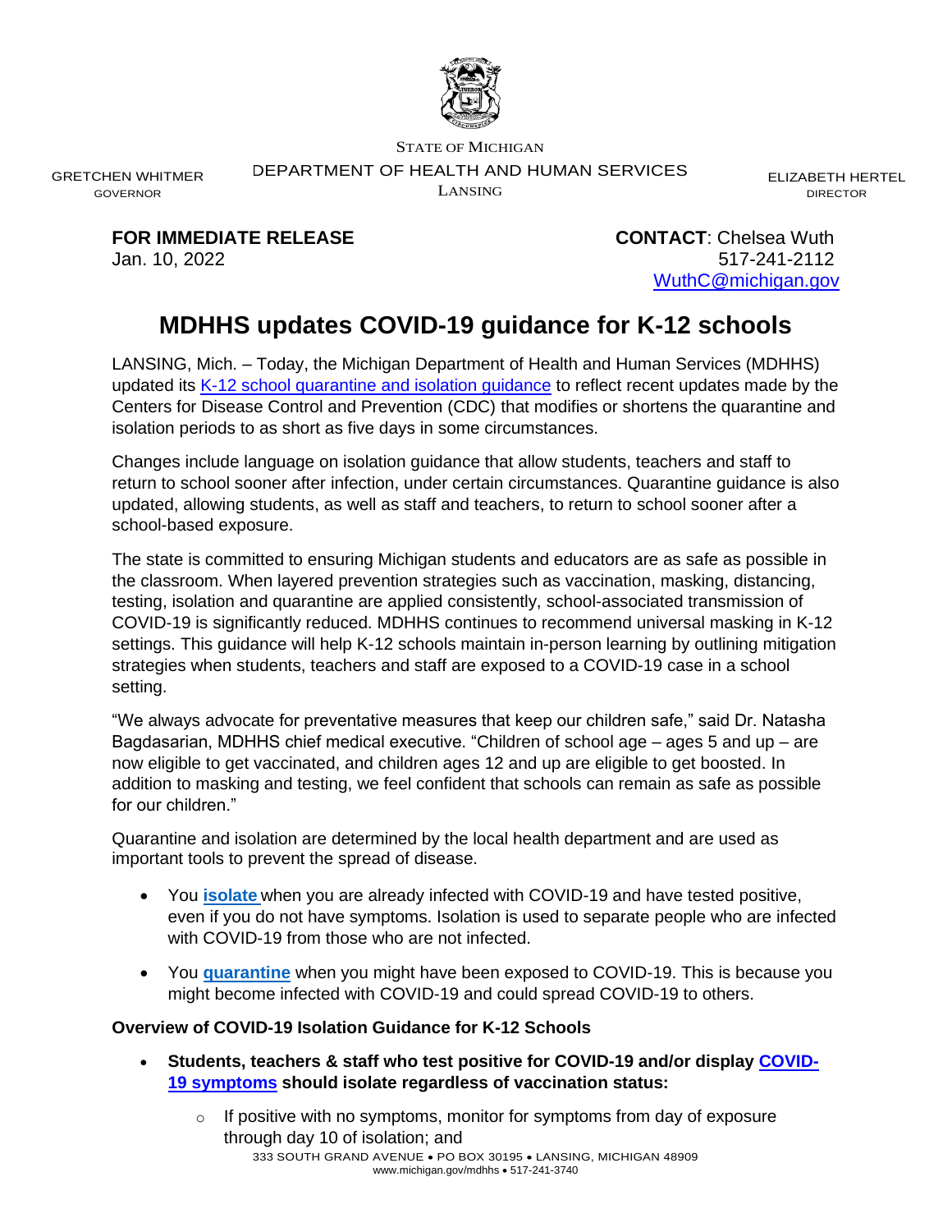STATE OF MICHIGAN

DEPARTMENT OF HEALTH AND HUMAN SERVICES

LANSING

GRETCHEN WHITMER
GOVERNOR

ELIZABETH HERTEL
DIRECTOR

**FOR IMMEDIATE RELEASE**
Jan. 10, 2022

**CONTACT**: Chelsea Wuth
517-241-2112
WuthC@michigan.gov

# MDHHS updates COVID-19 guidance for K-12 schools

LANSING, Mich. – Today, the Michigan Department of Health and Human Services (MDHHS) updated its K-12 school quarantine and isolation guidance to reflect recent updates made by the Centers for Disease Control and Prevention (CDC) that modifies or shortens the quarantine and isolation periods to as short as five days in some circumstances.

Changes include language on isolation guidance that allow students, teachers and staff to return to school sooner after infection, under certain circumstances. Quarantine guidance is also updated, allowing students, as well as staff and teachers, to return to school sooner after a school-based exposure.

The state is committed to ensuring Michigan students and educators are as safe as possible in the classroom. When layered prevention strategies such as vaccination, masking, distancing, testing, isolation and quarantine are applied consistently, school-associated transmission of COVID-19 is significantly reduced. MDHHS continues to recommend universal masking in K-12 settings. This guidance will help K-12 schools maintain in-person learning by outlining mitigation strategies when students, teachers and staff are exposed to a COVID-19 case in a school setting.

"We always advocate for preventative measures that keep our children safe," said Dr. Natasha Bagdasarian, MDHHS chief medical executive. "Children of school age – ages 5 and up – are now eligible to get vaccinated, and children ages 12 and up are eligible to get boosted. In addition to masking and testing, we feel confident that schools can remain as safe as possible for our children."

Quarantine and isolation are determined by the local health department and are used as important tools to prevent the spread of disease.

- You **isolate** when you are already infected with COVID-19 and have tested positive, even if you do not have symptoms. Isolation is used to separate people who are infected with COVID-19 from those who are not infected.
- You **quarantine** when you might have been exposed to COVID-19. This is because you might become infected with COVID-19 and could spread COVID-19 to others.

**Overview of COVID-19 Isolation Guidance for K-12 Schools**

- **Students, teachers & staff who test positive for COVID-19 and/or display COVID-19 symptoms should isolate regardless of vaccination status:**
  - If positive with no symptoms, monitor for symptoms from day of exposure through day 10 of isolation; and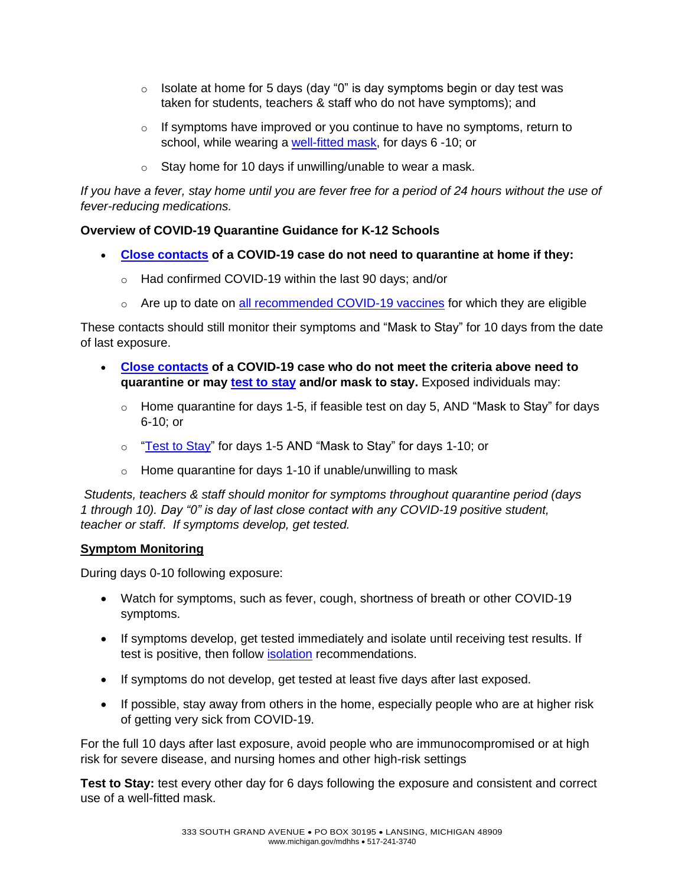- Isolate at home for 5 days (day "0" is day symptoms begin or day test was taken for students, teachers & staff who do not have symptoms); and
- If symptoms have improved or you continue to have no symptoms, return to school, while wearing a well-fitted mask, for days 6 -10; or
- Stay home for 10 days if unwilling/unable to wear a mask.

*If you have a fever, stay home until you are fever free for a period of 24 hours without the use of fever-reducing medications.*

**Overview of COVID-19 Quarantine Guidance for K-12 Schools**

- **Close contacts of a COVID-19 case do not need to quarantine at home if they:**
  - Had confirmed COVID-19 within the last 90 days; and/or
  - Are up to date on all recommended COVID-19 vaccines for which they are eligible

These contacts should still monitor their symptoms and "Mask to Stay" for 10 days from the date of last exposure.

- **Close contacts of a COVID-19 case who do not meet the criteria above need to quarantine or may test to stay and/or mask to stay.** Exposed individuals may:
  - Home quarantine for days 1-5, if feasible test on day 5, AND "Mask to Stay" for days 6-10; or
  - "Test to Stay" for days 1-5 AND "Mask to Stay" for days 1-10; or
  - Home quarantine for days 1-10 if unable/unwilling to mask

*Students, teachers & staff should monitor for symptoms throughout quarantine period (days 1 through 10). Day "0" is day of last close contact with any COVID-19 positive student, teacher or staff. If symptoms develop, get tested.*

**Symptom Monitoring**

During days 0-10 following exposure:

- Watch for symptoms, such as fever, cough, shortness of breath or other COVID-19 symptoms.
- If symptoms develop, get tested immediately and isolate until receiving test results. If test is positive, then follow isolation recommendations.
- If symptoms do not develop, get tested at least five days after last exposed.
- If possible, stay away from others in the home, especially people who are at higher risk of getting very sick from COVID-19.

For the full 10 days after last exposure, avoid people who are immunocompromised or at high risk for severe disease, and nursing homes and other high-risk settings

**Test to Stay:** test every other day for 6 days following the exposure and consistent and correct use of a well-fitted mask.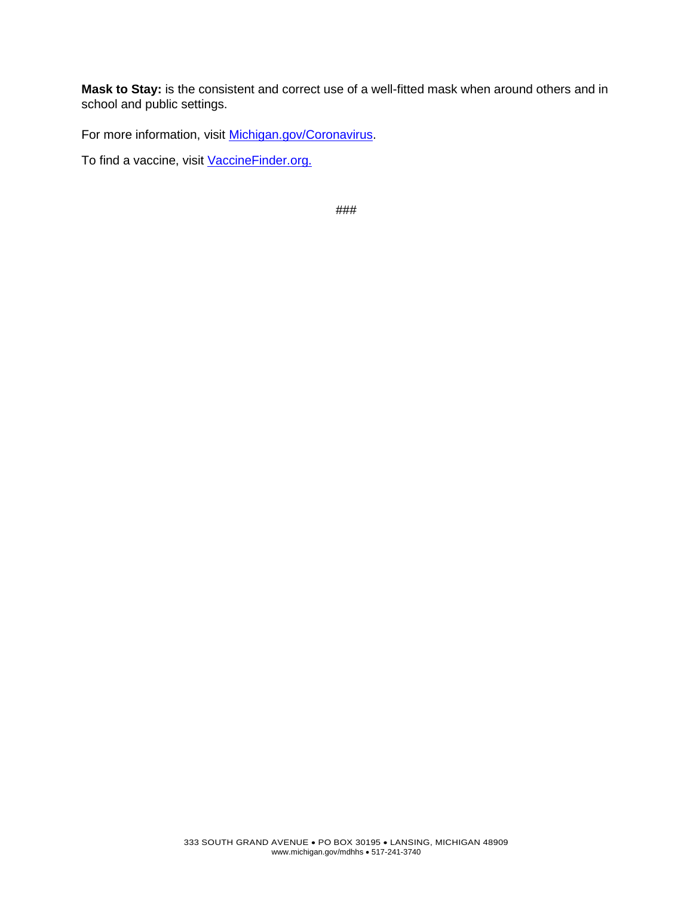**Mask to Stay:** is the consistent and correct use of a well-fitted mask when around others and in school and public settings.

For more information, visit Michigan.gov/Coronavirus.

To find a vaccine, visit VaccineFinder.org.

###

333 SOUTH GRAND AVENUE • PO BOX 30195 • LANSING, MICHIGAN 48909
www.michigan.gov/mdhhs • 517-241-3740